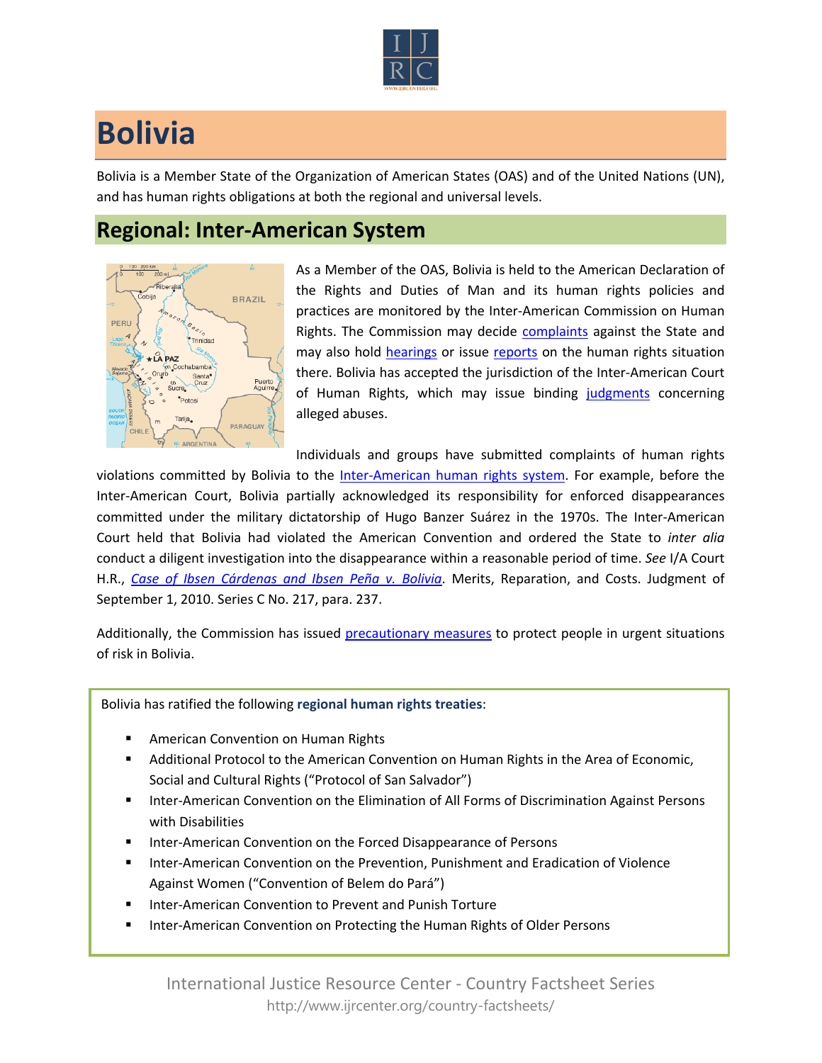# Bolivia

Bolivia is a Member State of the Organization of American States (OAS) and of the United Nations (UN), and has human rights obligations at both the regional and universal levels.

## Regional: Inter-American System

As a Member of the OAS, Bolivia is held to the American Declaration of the Rights and Duties of Man and its human rights policies and practices are monitored by the Inter-American Commission on Human Rights. The Commission may decide complaints against the State and may also hold hearings or issue reports on the human rights situation there. Bolivia has accepted the jurisdiction of the Inter-American Court of Human Rights, which may issue binding judgments concerning alleged abuses.

Individuals and groups have submitted complaints of human rights violations committed by Bolivia to the Inter-American human rights system. For example, before the Inter-American Court, Bolivia partially acknowledged its responsibility for enforced disappearances committed under the military dictatorship of Hugo Banzer Suárez in the 1970s. The Inter-American Court held that Bolivia had violated the American Convention and ordered the State to *inter alia* conduct a diligent investigation into the disappearance within a reasonable period of time. *See* I/A Court H.R., *Case of Ibsen Cárdenas and Ibsen Peña v. Bolivia*. Merits, Reparation, and Costs. Judgment of September 1, 2010. Series C No. 217, para. 237.

Additionally, the Commission has issued precautionary measures to protect people in urgent situations of risk in Bolivia.

Bolivia has ratified the following **regional human rights treaties**:

- American Convention on Human Rights
- Additional Protocol to the American Convention on Human Rights in the Area of Economic, Social and Cultural Rights ("Protocol of San Salvador")
- Inter-American Convention on the Elimination of All Forms of Discrimination Against Persons with Disabilities
- Inter-American Convention on the Forced Disappearance of Persons
- Inter-American Convention on the Prevention, Punishment and Eradication of Violence Against Women ("Convention of Belem do Pará")
- Inter-American Convention to Prevent and Punish Torture
- Inter-American Convention on Protecting the Human Rights of Older Persons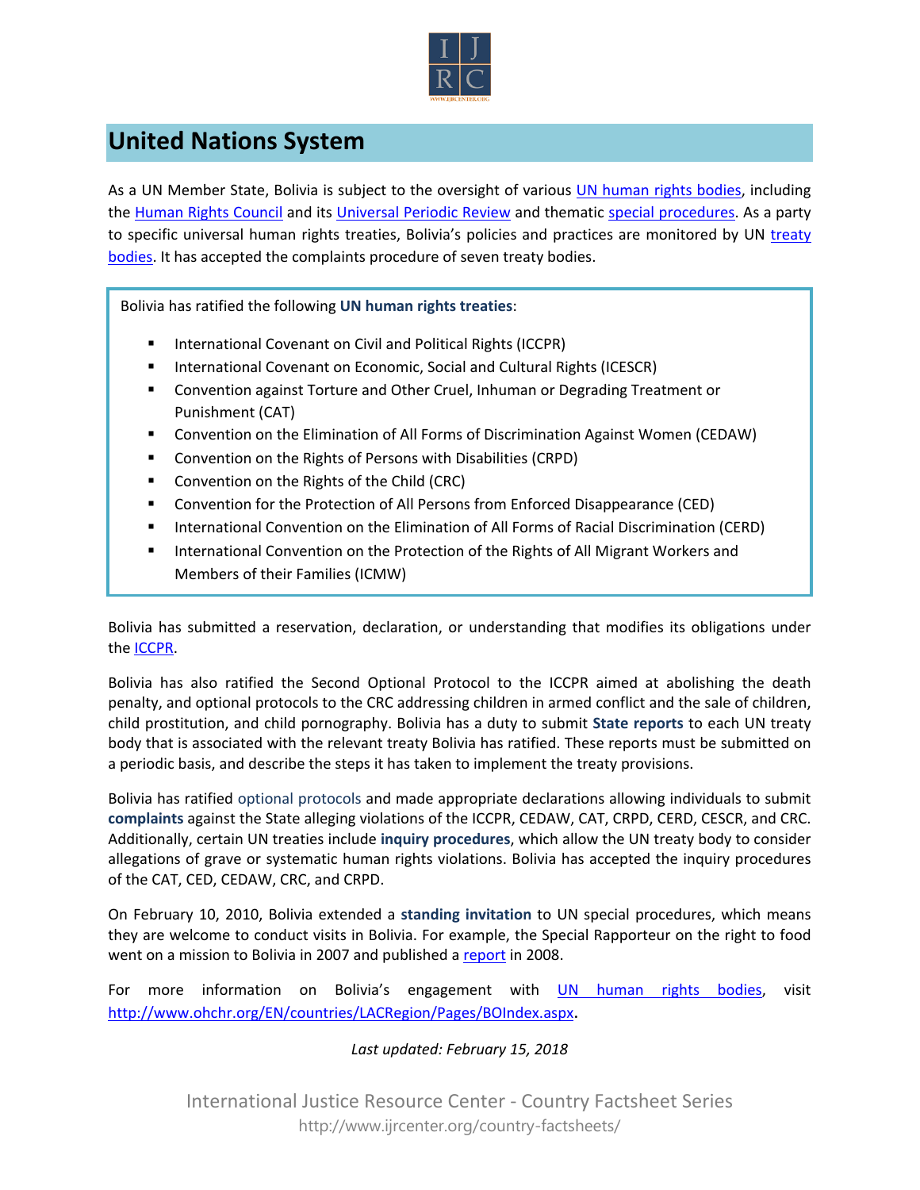## United Nations System

As a UN Member State, Bolivia is subject to the oversight of various UN human rights bodies, including the Human Rights Council and its Universal Periodic Review and thematic special procedures. As a party to specific universal human rights treaties, Bolivia's policies and practices are monitored by UN treaty bodies. It has accepted the complaints procedure of seven treaty bodies.

Bolivia has ratified the following **UN human rights treaties**:

- International Covenant on Civil and Political Rights (ICCPR)
- International Covenant on Economic, Social and Cultural Rights (ICESCR)
- Convention against Torture and Other Cruel, Inhuman or Degrading Treatment or Punishment (CAT)
- Convention on the Elimination of All Forms of Discrimination Against Women (CEDAW)
- Convention on the Rights of Persons with Disabilities (CRPD)
- Convention on the Rights of the Child (CRC)
- Convention for the Protection of All Persons from Enforced Disappearance (CED)
- International Convention on the Elimination of All Forms of Racial Discrimination (CERD)
- International Convention on the Protection of the Rights of All Migrant Workers and Members of their Families (ICMW)

Bolivia has submitted a reservation, declaration, or understanding that modifies its obligations under the ICCPR.

Bolivia has also ratified the Second Optional Protocol to the ICCPR aimed at abolishing the death penalty, and optional protocols to the CRC addressing children in armed conflict and the sale of children, child prostitution, and child pornography. Bolivia has a duty to submit **State reports** to each UN treaty body that is associated with the relevant treaty Bolivia has ratified. These reports must be submitted on a periodic basis, and describe the steps it has taken to implement the treaty provisions.

Bolivia has ratified optional protocols and made appropriate declarations allowing individuals to submit **complaints** against the State alleging violations of the ICCPR, CEDAW, CAT, CRPD, CERD, CESCR, and CRC. Additionally, certain UN treaties include **inquiry procedures**, which allow the UN treaty body to consider allegations of grave or systematic human rights violations. Bolivia has accepted the inquiry procedures of the CAT, CED, CEDAW, CRC, and CRPD.

On February 10, 2010, Bolivia extended a **standing invitation** to UN special procedures, which means they are welcome to conduct visits in Bolivia. For example, the Special Rapporteur on the right to food went on a mission to Bolivia in 2007 and published a report in 2008.

For more information on Bolivia's engagement with UN human rights bodies, visit http://www.ohchr.org/EN/countries/LACRegion/Pages/BOIndex.aspx.

*Last updated: February 15, 2018*